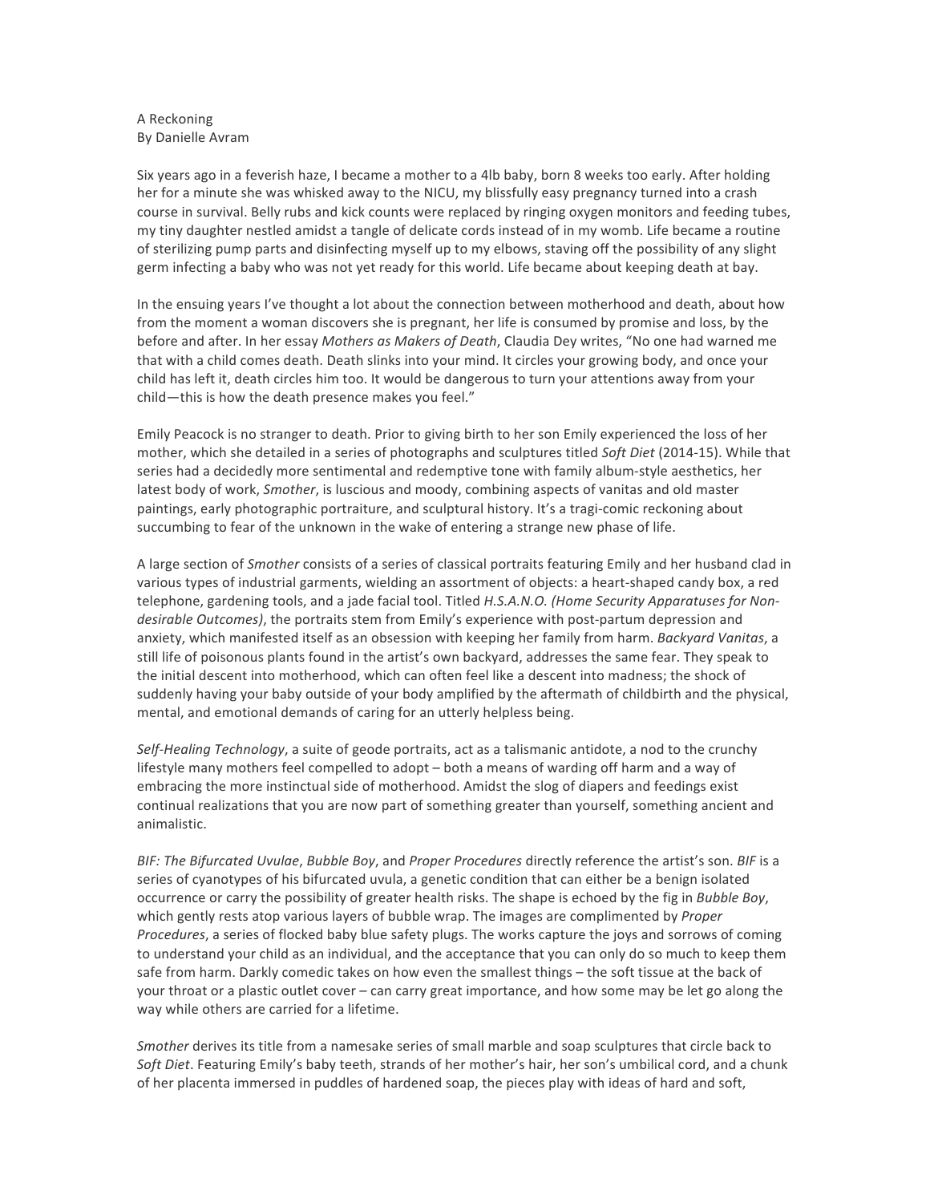A Reckoning
By Danielle Avram

Six years ago in a feverish haze, I became a mother to a 4lb baby, born 8 weeks too early. After holding her for a minute she was whisked away to the NICU, my blissfully easy pregnancy turned into a crash course in survival. Belly rubs and kick counts were replaced by ringing oxygen monitors and feeding tubes, my tiny daughter nestled amidst a tangle of delicate cords instead of in my womb. Life became a routine of sterilizing pump parts and disinfecting myself up to my elbows, staving off the possibility of any slight germ infecting a baby who was not yet ready for this world. Life became about keeping death at bay.

In the ensuing years I've thought a lot about the connection between motherhood and death, about how from the moment a woman discovers she is pregnant, her life is consumed by promise and loss, by the before and after. In her essay *Mothers as Makers of Death*, Claudia Dey writes, "No one had warned me that with a child comes death. Death slinks into your mind. It circles your growing body, and once your child has left it, death circles him too. It would be dangerous to turn your attentions away from your child—this is how the death presence makes you feel."

Emily Peacock is no stranger to death. Prior to giving birth to her son Emily experienced the loss of her mother, which she detailed in a series of photographs and sculptures titled *Soft Diet* (2014-15). While that series had a decidedly more sentimental and redemptive tone with family album-style aesthetics, her latest body of work, *Smother*, is luscious and moody, combining aspects of vanitas and old master paintings, early photographic portraiture, and sculptural history. It's a tragi-comic reckoning about succumbing to fear of the unknown in the wake of entering a strange new phase of life.

A large section of *Smother* consists of a series of classical portraits featuring Emily and her husband clad in various types of industrial garments, wielding an assortment of objects: a heart-shaped candy box, a red telephone, gardening tools, and a jade facial tool. Titled *H.S.A.N.O. (Home Security Apparatuses for Non-desirable Outcomes)*, the portraits stem from Emily's experience with post-partum depression and anxiety, which manifested itself as an obsession with keeping her family from harm. *Backyard Vanitas*, a still life of poisonous plants found in the artist's own backyard, addresses the same fear. They speak to the initial descent into motherhood, which can often feel like a descent into madness; the shock of suddenly having your baby outside of your body amplified by the aftermath of childbirth and the physical, mental, and emotional demands of caring for an utterly helpless being.

*Self-Healing Technology*, a suite of geode portraits, act as a talismanic antidote, a nod to the crunchy lifestyle many mothers feel compelled to adopt – both a means of warding off harm and a way of embracing the more instinctual side of motherhood. Amidst the slog of diapers and feedings exist continual realizations that you are now part of something greater than yourself, something ancient and animalistic.

*BIF: The Bifurcated Uvulae*, *Bubble Boy*, and *Proper Procedures* directly reference the artist's son. *BIF* is a series of cyanotypes of his bifurcated uvula, a genetic condition that can either be a benign isolated occurrence or carry the possibility of greater health risks. The shape is echoed by the fig in *Bubble Boy*, which gently rests atop various layers of bubble wrap. The images are complimented by *Proper Procedures*, a series of flocked baby blue safety plugs. The works capture the joys and sorrows of coming to understand your child as an individual, and the acceptance that you can only do so much to keep them safe from harm. Darkly comedic takes on how even the smallest things – the soft tissue at the back of your throat or a plastic outlet cover – can carry great importance, and how some may be let go along the way while others are carried for a lifetime.

*Smother* derives its title from a namesake series of small marble and soap sculptures that circle back to *Soft Diet*. Featuring Emily's baby teeth, strands of her mother's hair, her son's umbilical cord, and a chunk of her placenta immersed in puddles of hardened soap, the pieces play with ideas of hard and soft,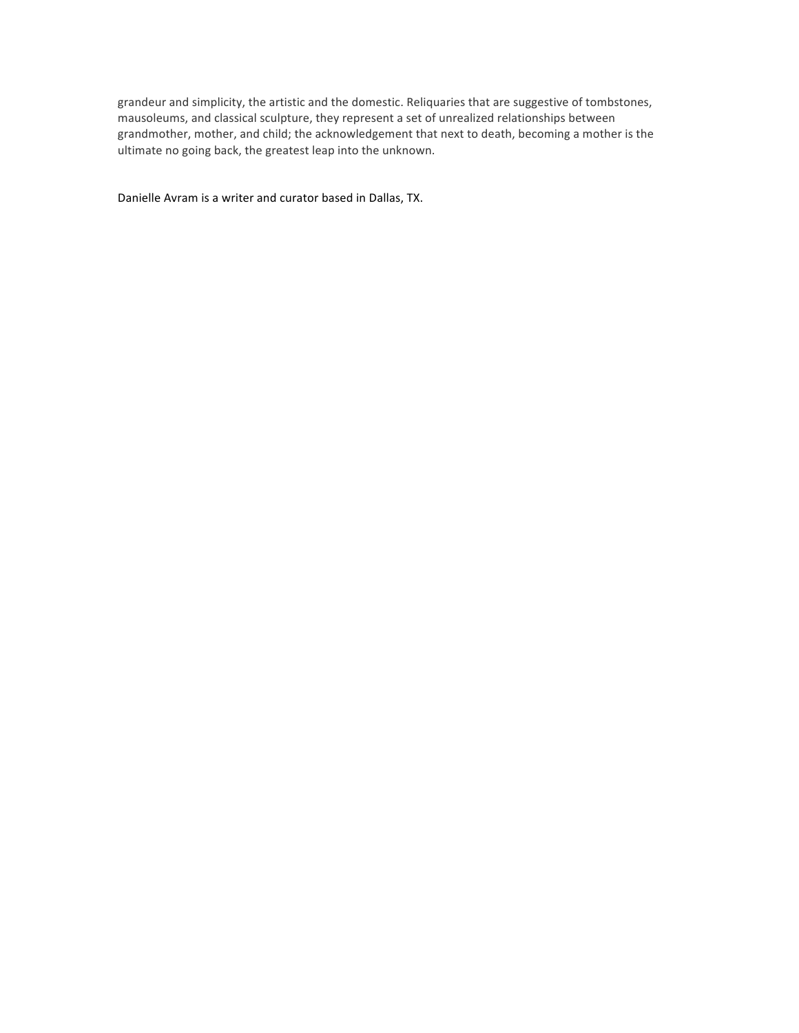grandeur and simplicity, the artistic and the domestic. Reliquaries that are suggestive of tombstones, mausoleums, and classical sculpture, they represent a set of unrealized relationships between grandmother, mother, and child; the acknowledgement that next to death, becoming a mother is the ultimate no going back, the greatest leap into the unknown.

Danielle Avram is a writer and curator based in Dallas, TX.